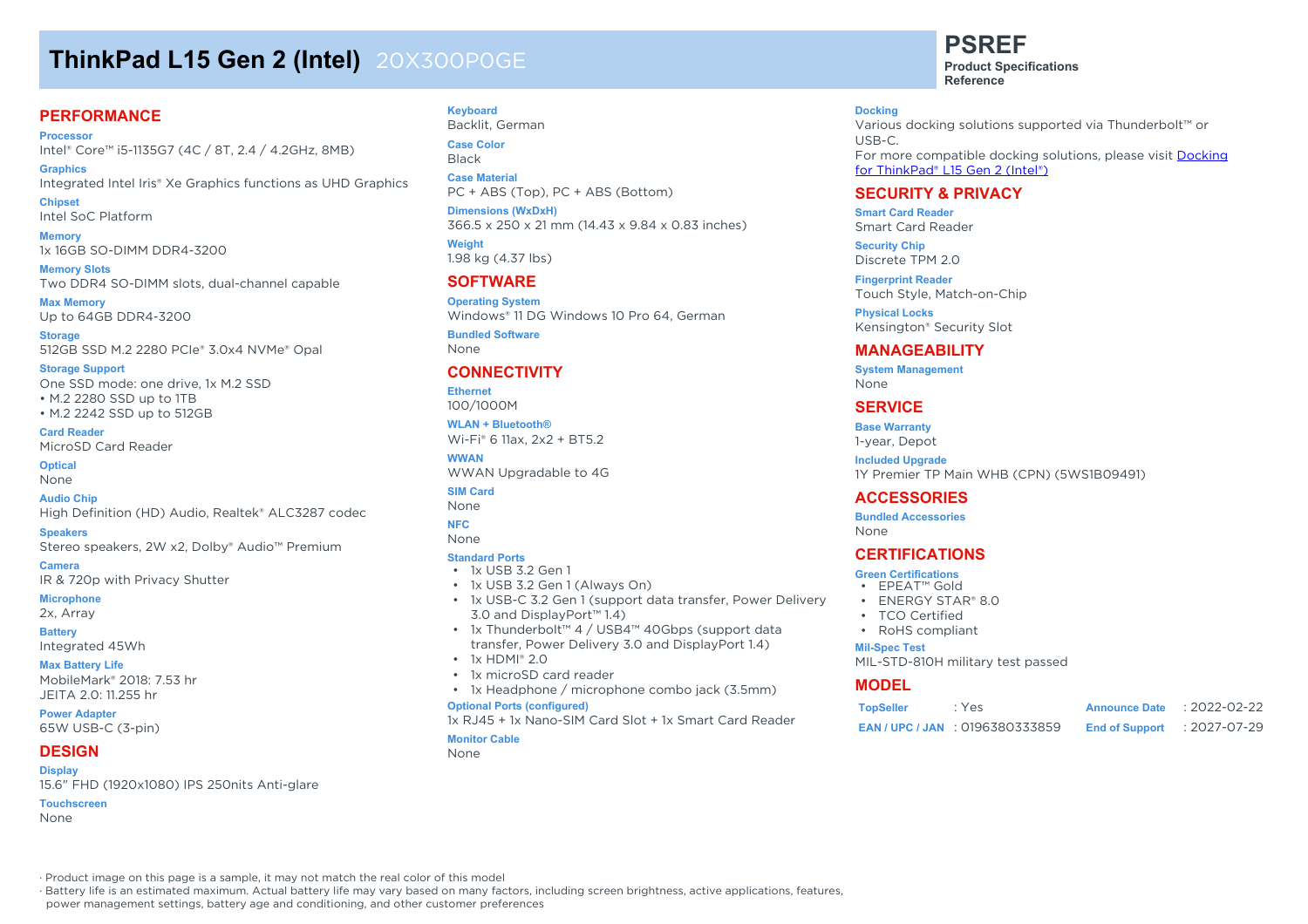# ThinkPad L15 Gen 2 (Intel) 20X300P0GE

**PSREF**
**Product Specifications Reference**

## PERFORMANCE

**Processor**
Intel® Core™ i5-1135G7 (4C / 8T, 2.4 / 4.2GHz, 8MB)

**Graphics**
Integrated Intel Iris® Xe Graphics functions as UHD Graphics

**Chipset**
Intel SoC Platform

**Memory**
1x 16GB SO-DIMM DDR4-3200

**Memory Slots**
Two DDR4 SO-DIMM slots, dual-channel capable

**Max Memory**
Up to 64GB DDR4-3200

**Storage**
512GB SSD M.2 2280 PCIe® 3.0x4 NVMe® Opal

**Storage Support**
One SSD mode: one drive, 1x M.2 SSD
• M.2 2280 SSD up to 1TB
• M.2 2242 SSD up to 512GB

**Card Reader**
MicroSD Card Reader

**Optical**
None

**Audio Chip**
High Definition (HD) Audio, Realtek® ALC3287 codec

**Speakers**
Stereo speakers, 2W x2, Dolby® Audio™ Premium

**Camera**
IR & 720p with Privacy Shutter

**Microphone**
2x, Array

**Battery**
Integrated 45Wh

**Max Battery Life**
MobileMark® 2018: 7.53 hr
JEITA 2.0: 11.255 hr

**Power Adapter**
65W USB-C (3-pin)

## DESIGN

**Display**
15.6" FHD (1920x1080) IPS 250nits Anti-glare

**Touchscreen**
None

**Keyboard**
Backlit, German

**Case Color**
Black

**Case Material**
PC + ABS (Top), PC + ABS (Bottom)

**Dimensions (WxDxH)**
366.5 x 250 x 21 mm (14.43 x 9.84 x 0.83 inches)

**Weight**
1.98 kg (4.37 lbs)

## SOFTWARE

**Operating System**
Windows® 11 DG Windows 10 Pro 64, German

**Bundled Software**
None

## CONNECTIVITY

**Ethernet**
100/1000M

**WLAN + Bluetooth®**
Wi-Fi® 6 11ax, 2x2 + BT5.2

**WWAN**
WWAN Upgradable to 4G

**SIM Card**
None

**NFC**
None

**Standard Ports**
- 1x USB 3.2 Gen 1
- 1x USB 3.2 Gen 1 (Always On)
- 1x USB-C 3.2 Gen 1 (support data transfer, Power Delivery 3.0 and DisplayPort™ 1.4)
- 1x Thunderbolt™ 4 / USB4™ 40Gbps (support data transfer, Power Delivery 3.0 and DisplayPort 1.4)
- 1x HDMI® 2.0
- 1x microSD card reader
- 1x Headphone / microphone combo jack (3.5mm)

**Optional Ports (configured)**
1x RJ45 + 1x Nano-SIM Card Slot + 1x Smart Card Reader

**Monitor Cable**
None

**Docking**
Various docking solutions supported via Thunderbolt™ or USB-C.
For more compatible docking solutions, please visit Docking for ThinkPad® L15 Gen 2 (Intel®)

## SECURITY & PRIVACY

**Smart Card Reader**
Smart Card Reader

**Security Chip**
Discrete TPM 2.0

**Fingerprint Reader**
Touch Style, Match-on-Chip

**Physical Locks**
Kensington® Security Slot

## MANAGEABILITY

**System Management**
None

## SERVICE

**Base Warranty**
1-year, Depot

**Included Upgrade**
1Y Premier TP Main WHB (CPN) (5WS1B09491)

## ACCESSORIES

**Bundled Accessories**
None

## CERTIFICATIONS

**Green Certifications**
- EPEAT™ Gold
- ENERGY STAR® 8.0
- TCO Certified
- RoHS compliant

**Mil-Spec Test**
MIL-STD-810H military test passed

## MODEL

| | | | |
|---|---|---|---|
| **TopSeller** | : Yes | **Announce Date** | : 2022-02-22 |
| **EAN / UPC / JAN** | : 0196380333859 | **End of Support** | : 2027-07-29 |

· Product image on this page is a sample, it may not match the real color of this model
· Battery life is an estimated maximum. Actual battery life may vary based on many factors, including screen brightness, active applications, features, power management settings, battery age and conditioning, and other customer preferences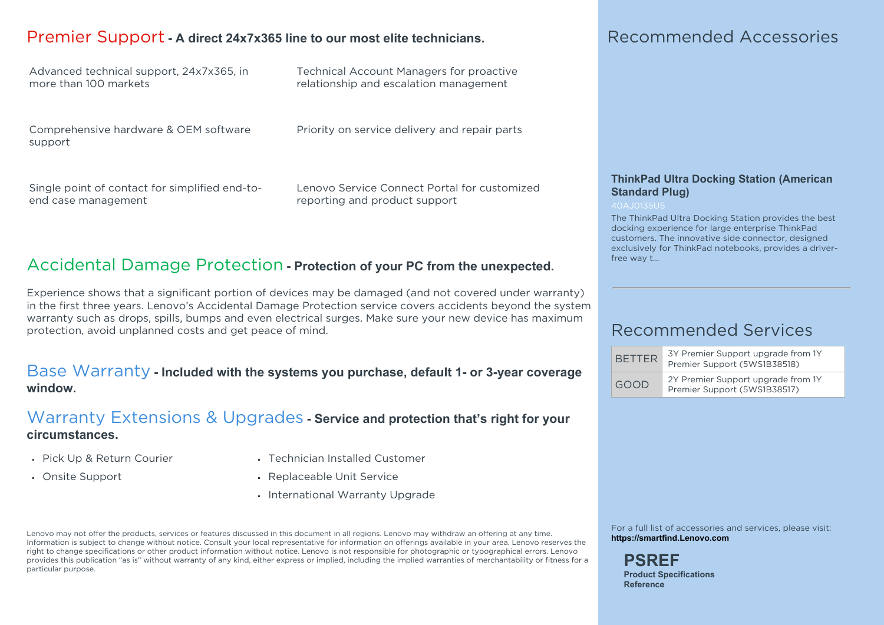## Premier Support - A direct 24x7x365 line to our most elite technicians.

Advanced technical support, 24x7x365, in more than 100 markets

Technical Account Managers for proactive relationship and escalation management

Comprehensive hardware & OEM software support

Priority on service delivery and repair parts

Single point of contact for simplified end-to-end case management

Lenovo Service Connect Portal for customized reporting and product support

## Accidental Damage Protection - Protection of your PC from the unexpected.

Experience shows that a significant portion of devices may be damaged (and not covered under warranty) in the first three years. Lenovo's Accidental Damage Protection service covers accidents beyond the system warranty such as drops, spills, bumps and even electrical surges. Make sure your new device has maximum protection, avoid unplanned costs and get peace of mind.

## Base Warranty - Included with the systems you purchase, default 1- or 3-year coverage window.

## Warranty Extensions & Upgrades - Service and protection that's right for your circumstances.

- Pick Up & Return Courier
- Onsite Support
- Technician Installed Customer
- Replaceable Unit Service
- International Warranty Upgrade

Lenovo may not offer the products, services or features discussed in this document in all regions. Lenovo may withdraw an offering at any time. Information is subject to change without notice. Consult your local representative for information on offerings available in your area. Lenovo reserves the right to change specifications or other product information without notice. Lenovo is not responsible for photographic or typographical errors. Lenovo provides this publication "as is" without warranty of any kind, either express or implied, including the implied warranties of merchantability or fitness for a particular purpose.

## Recommended Accessories

**ThinkPad Ultra Docking Station (American Standard Plug)**

40AJ0135US

The ThinkPad Ultra Docking Station provides the best docking experience for large enterprise ThinkPad customers. The innovative side connector, designed exclusively for ThinkPad notebooks, provides a driver-free way t...

## Recommended Services

| | |
|---|---|
| BETTER | 3Y Premier Support upgrade from 1Y Premier Support (5WS1B38518) |
| GOOD | 2Y Premier Support upgrade from 1Y Premier Support (5WS1B38517) |

For a full list of accessories and services, please visit: **https://smartfind.Lenovo.com**

**PSREF**
**Product Specifications Reference**